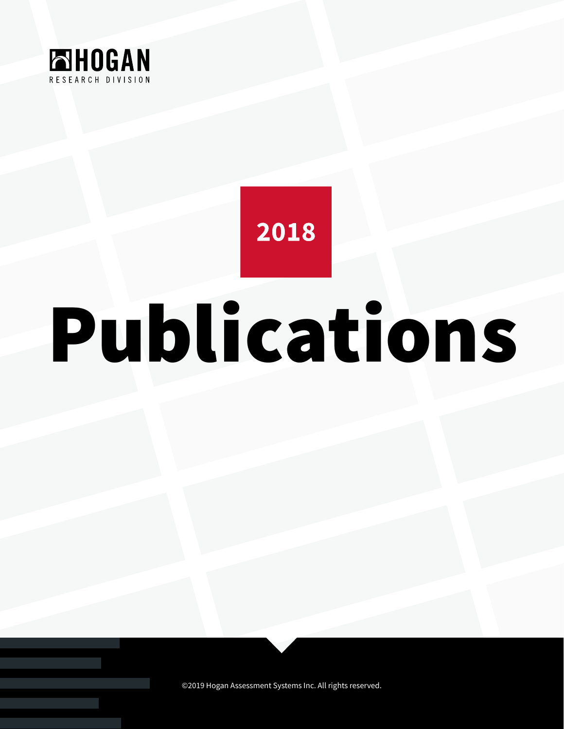HOGAN

RESEARCH DIVISION

2018

# Publications

©2019 Hogan Assessment Systems Inc. All rights reserved.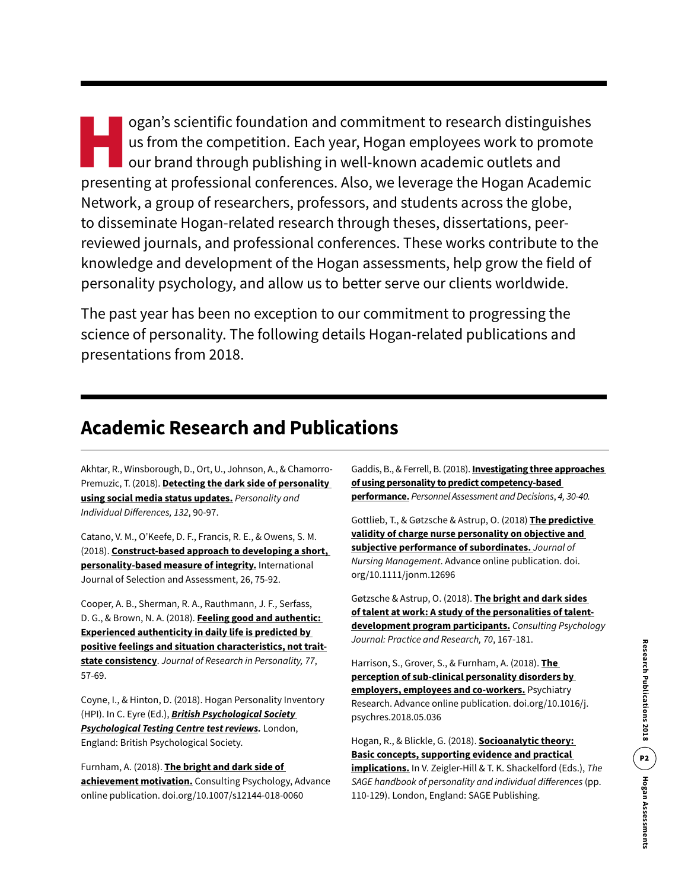Hogan's scientific foundation and commitment to research distinguishes us from the competition. Each year, Hogan employees work to promote our brand through publishing in well-known academic outlets and presenting at professional conferences. Also, we leverage the Hogan Academic Network, a group of researchers, professors, and students across the globe, to disseminate Hogan-related research through theses, dissertations, peer-reviewed journals, and professional conferences. These works contribute to the knowledge and development of the Hogan assessments, help grow the field of personality psychology, and allow us to better serve our clients worldwide.

The past year has been no exception to our commitment to progressing the science of personality. The following details Hogan-related publications and presentations from 2018.

## Academic Research and Publications

Akhtar, R., Winsborough, D., Ort, U., Johnson, A., & Chamorro-Premuzic, T. (2018). **Detecting the dark side of personality using social media status updates.** *Personality and Individual Differences, 132*, 90-97.

Catano, V. M., O'Keefe, D. F., Francis, R. E., & Owens, S. M. (2018). **Construct-based approach to developing a short, personality-based measure of integrity.** International Journal of Selection and Assessment, 26, 75-92.

Cooper, A. B., Sherman, R. A., Rauthmann, J. F., Serfass, D. G., & Brown, N. A. (2018). **Feeling good and authentic: Experienced authenticity in daily life is predicted by positive feelings and situation characteristics, not trait-state consistency**. *Journal of Research in Personality, 77*, 57-69.

Coyne, I., & Hinton, D. (2018). Hogan Personality Inventory (HPI). In C. Eyre (Ed.), ***British Psychological Society Psychological Testing Centre test reviews.*** London, England: British Psychological Society.

Furnham, A. (2018). **The bright and dark side of achievement motivation.** Consulting Psychology, Advance online publication. doi.org/10.1007/s12144-018-0060

Gaddis, B., & Ferrell, B. (2018). **Investigating three approaches of using personality to predict competency-based performance.** *Personnel Assessment and Decisions*, *4, 30-40.*

Gottlieb, T., & Gøtzsche & Astrup, O. (2018) **The predictive validity of charge nurse personality on objective and subjective performance of subordinates.** *Journal of Nursing Management*. Advance online publication. doi.org/10.1111/jonm.12696

Gøtzsche & Astrup, O. (2018). **The bright and dark sides of talent at work: A study of the personalities of talent-development program participants.** *Consulting Psychology Journal: Practice and Research, 70*, 167-181.

Harrison, S., Grover, S., & Furnham, A. (2018). **The perception of sub-clinical personality disorders by employers, employees and co-workers.** Psychiatry Research. Advance online publication. doi.org/10.1016/j.psychres.2018.05.036

Hogan, R., & Blickle, G. (2018). **Socioanalytic theory: Basic concepts, supporting evidence and practical implications.** In V. Zeigler-Hill & T. K. Shackelford (Eds.), *The SAGE handbook of personality and individual differences* (pp. 110-129). London, England: SAGE Publishing.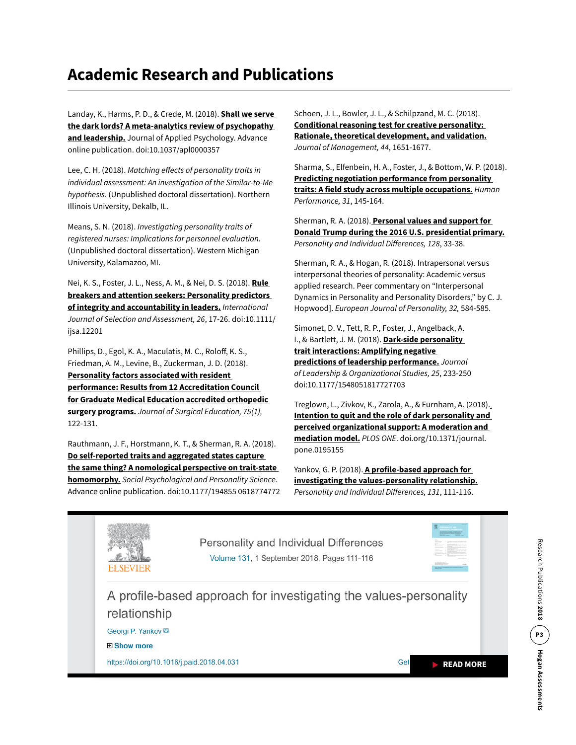# Academic Research and Publications

Landay, K., Harms, P. D., & Crede, M. (2018). **Shall we serve the dark lords? A meta-analytics review of psychopathy and leadership.** Journal of Applied Psychology. Advance online publication. doi:10.1037/apl0000357

Lee, C. H. (2018). *Matching effects of personality traits in individual assessment: An investigation of the Similar-to-Me hypothesis.* (Unpublished doctoral dissertation). Northern Illinois University, Dekalb, IL.

Means, S. N. (2018). *Investigating personality traits of registered nurses: Implications for personnel evaluation.* (Unpublished doctoral dissertation). Western Michigan University, Kalamazoo, MI.

Nei, K. S., Foster, J. L., Ness, A. M., & Nei, D. S. (2018). **Rule breakers and attention seekers: Personality predictors of integrity and accountability in leaders.** *International Journal of Selection and Assessment, 26*, 17-26. doi:10.1111/ijsa.12201

Phillips, D., Egol, K. A., Maculatis, M. C., Roloff, K. S., Friedman, A. M., Levine, B., Zuckerman, J. D. (2018). **Personality factors associated with resident performance: Results from 12 Accreditation Council for Graduate Medical Education accredited orthopedic surgery programs.** *Journal of Surgical Education, 75(1)*, 122-131.

Rauthmann, J. F., Horstmann, K. T., & Sherman, R. A. (2018). **Do self-reported traits and aggregated states capture the same thing? A nomological perspective on trait-state homomorphy.** *Social Psychological and Personality Science.* Advance online publication. doi:10.1177/194855 0618774772

Schoen, J. L., Bowler, J. L., & Schilpzand, M. C. (2018). **Conditional reasoning test for creative personality: Rationale, theoretical development, and validation.** *Journal of Management, 44*, 1651-1677.

Sharma, S., Elfenbein, H. A., Foster, J., & Bottom, W. P. (2018). **Predicting negotiation performance from personality traits: A field study across multiple occupations.** *Human Performance, 31*, 145-164.

Sherman, R. A. (2018). **Personal values and support for Donald Trump during the 2016 U.S. presidential primary.** *Personality and Individual Differences, 128*, 33-38.

Sherman, R. A., & Hogan, R. (2018). Intrapersonal versus interpersonal theories of personality: Academic versus applied research. Peer commentary on "Interpersonal Dynamics in Personality and Personality Disorders," by C. J. Hopwood]. *European Journal of Personality, 32,* 584-585.

Simonet, D. V., Tett, R. P., Foster, J., Angelback, A. I., & Bartlett, J. M. (2018). **Dark-side personality trait interactions: Amplifying negative predictions of leadership performance.** *Journal of Leadership & Organizational Studies, 25*, 233-250 doi:10.1177/1548051817727703

Treglown, L., Zivkov, K., Zarola, A., & Furnham, A. (2018). **Intention to quit and the role of dark personality and perceived organizational support: A moderation and mediation model.** *PLOS ONE*. doi.org/10.1371/journal.pone.0195155

Yankov, G. P. (2018). **A profile-based approach for investigating the values-personality relationship.** *Personality and Individual Differences, 131*, 111-116.

Personality and Individual Differences
Volume 131, 1 September 2018, Pages 111-116

A profile-based approach for investigating the values-personality relationship

Georgi P. Yankov

Show more

https://doi.org/10.1016/j.paid.2018.04.031

READ MORE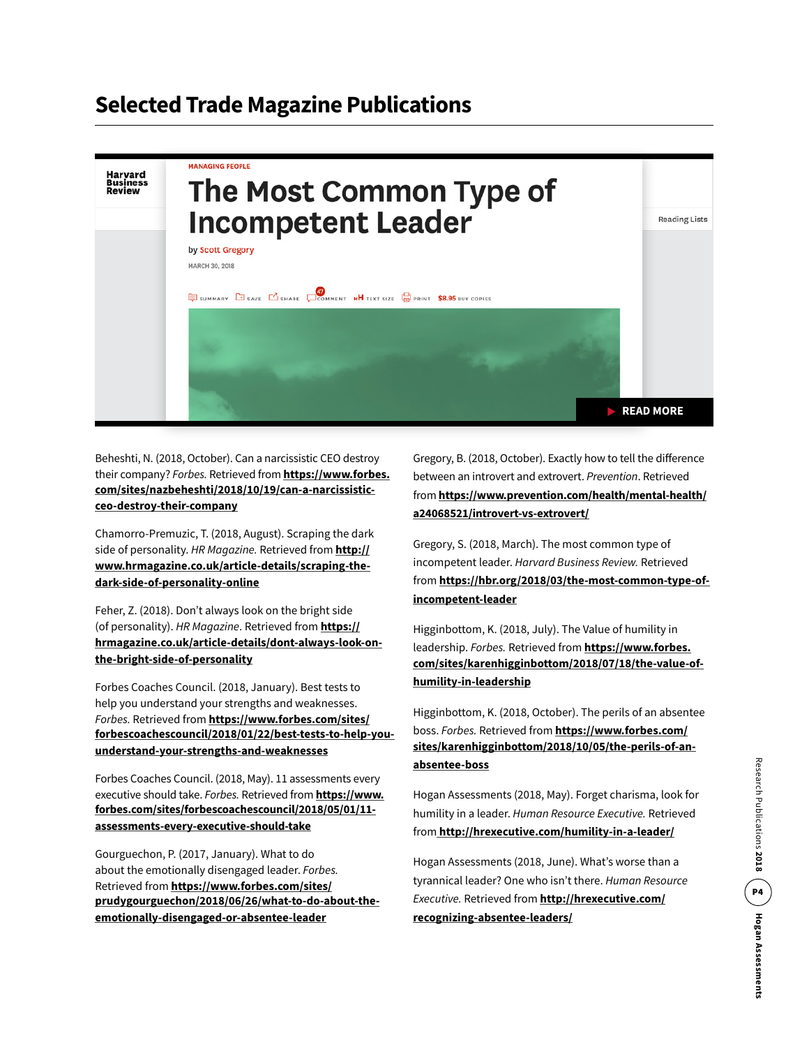# Selected Trade Magazine Publications

Beheshti, N. (2018, October). Can a narcissistic CEO destroy their company? *Forbes.* Retrieved from **https://www.forbes.com/sites/nazbeheshti/2018/10/19/can-a-narcissistic-ceo-destroy-their-company**

Chamorro-Premuzic, T. (2018, August). Scraping the dark side of personality. *HR Magazine.* Retrieved from **http://www.hrmagazine.co.uk/article-details/scraping-the-dark-side-of-personality-online**

Feher, Z. (2018). Don't always look on the bright side (of personality). *HR Magazine*. Retrieved from **https://hrmagazine.co.uk/article-details/dont-always-look-on-the-bright-side-of-personality**

Forbes Coaches Council. (2018, January). Best tests to help you understand your strengths and weaknesses. *Forbes.* Retrieved from **https://www.forbes.com/sites/forbescoachescouncil/2018/01/22/best-tests-to-help-you-understand-your-strengths-and-weaknesses**

Forbes Coaches Council. (2018, May). 11 assessments every executive should take. *Forbes.* Retrieved from **https://www.forbes.com/sites/forbescoachescouncil/2018/05/01/11-assessments-every-executive-should-take**

Gourguechon, P. (2017, January). What to do about the emotionally disengaged leader. *Forbes.* Retrieved from **https://www.forbes.com/sites/prudygourguechon/2018/06/26/what-to-do-about-the-emotionally-disengaged-or-absentee-leader**

Gregory, B. (2018, October). Exactly how to tell the difference between an introvert and extrovert. *Prevention*. Retrieved from **https://www.prevention.com/health/mental-health/a24068521/introvert-vs-extrovert/**

Gregory, S. (2018, March). The most common type of incompetent leader. *Harvard Business Review.* Retrieved from **https://hbr.org/2018/03/the-most-common-type-of-incompetent-leader**

Higginbottom, K. (2018, July). The Value of humility in leadership. *Forbes.* Retrieved from **https://www.forbes.com/sites/karenhigginbottom/2018/07/18/the-value-of-humility-in-leadership**

Higginbottom, K. (2018, October). The perils of an absentee boss. *Forbes.* Retrieved from **https://www.forbes.com/sites/karenhigginbottom/2018/10/05/the-perils-of-an-absentee-boss**

Hogan Assessments (2018, May). Forget charisma, look for humility in a leader. *Human Resource Executive.* Retrieved from **http://hrexecutive.com/humility-in-a-leader/**

Hogan Assessments (2018, June). What's worse than a tyrannical leader? One who isn't there. *Human Resource Executive.* Retrieved from **http://hrexecutive.com/recognizing-absentee-leaders/**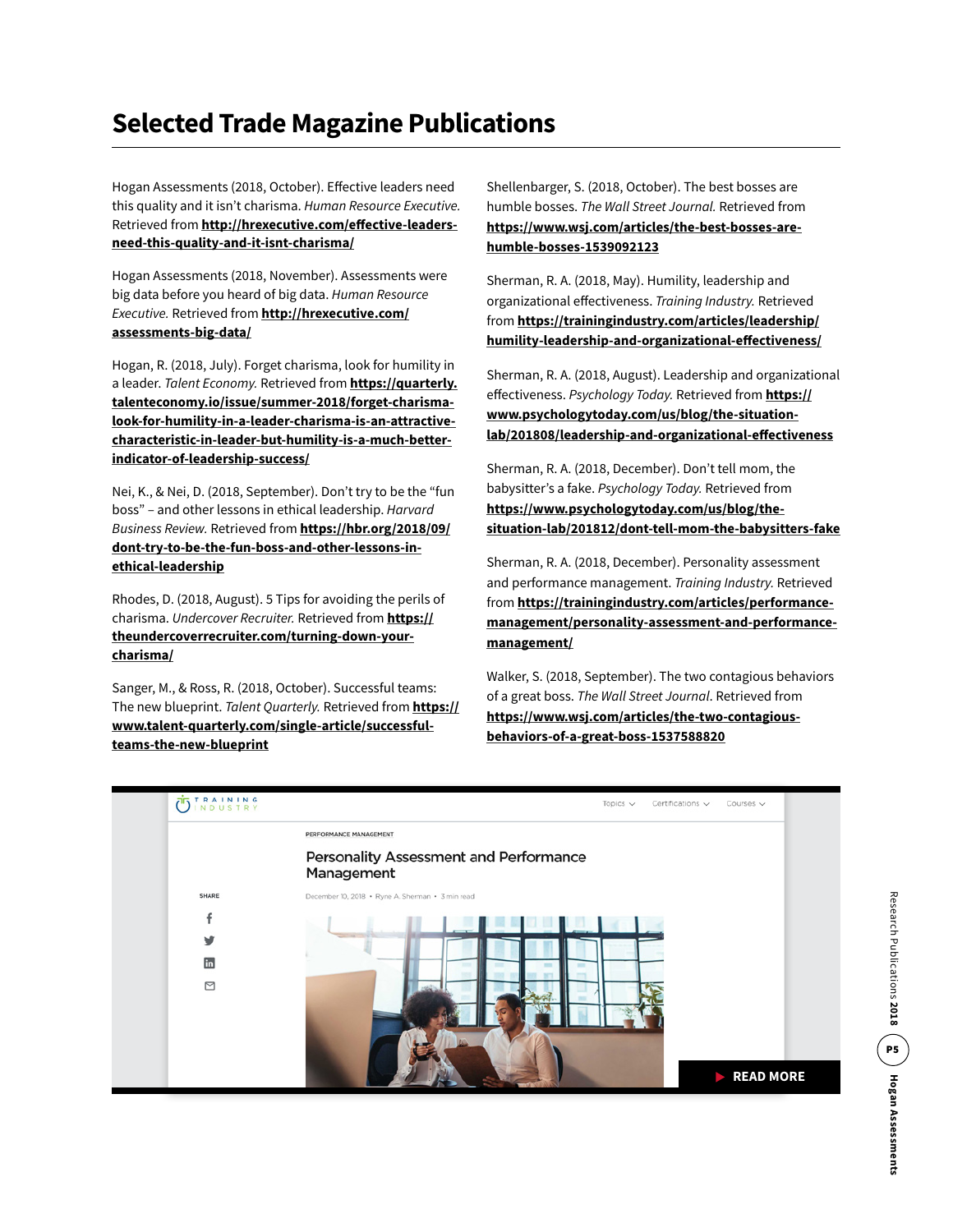# Selected Trade Magazine Publications

Hogan Assessments (2018, October). Effective leaders need this quality and it isn't charisma. *Human Resource Executive.* Retrieved from **http://hrexecutive.com/effective-leaders-need-this-quality-and-it-isnt-charisma/**

Hogan Assessments (2018, November). Assessments were big data before you heard of big data. *Human Resource Executive.* Retrieved from **http://hrexecutive.com/assessments-big-data/**

Hogan, R. (2018, July). Forget charisma, look for humility in a leader. *Talent Economy.* Retrieved from **https://quarterly.talenteconomy.io/issue/summer-2018/forget-charisma-look-for-humility-in-a-leader-charisma-is-an-attractive-characteristic-in-leader-but-humility-is-a-much-better-indicator-of-leadership-success/**

Nei, K., & Nei, D. (2018, September). Don't try to be the "fun boss" – and other lessons in ethical leadership. *Harvard Business Review.* Retrieved from **https://hbr.org/2018/09/dont-try-to-be-the-fun-boss-and-other-lessons-in-ethical-leadership**

Rhodes, D. (2018, August). 5 Tips for avoiding the perils of charisma. *Undercover Recruiter.* Retrieved from **https://theundercoverrecruiter.com/turning-down-your-charisma/**

Sanger, M., & Ross, R. (2018, October). Successful teams: The new blueprint. *Talent Quarterly.* Retrieved from **https://www.talent-quarterly.com/single-article/successful-teams-the-new-blueprint**

Shellenbarger, S. (2018, October). The best bosses are humble bosses. *The Wall Street Journal.* Retrieved from **https://www.wsj.com/articles/the-best-bosses-are-humble-bosses-1539092123**

Sherman, R. A. (2018, May). Humility, leadership and organizational effectiveness. *Training Industry.* Retrieved from **https://trainingindustry.com/articles/leadership/humility-leadership-and-organizational-effectiveness/**

Sherman, R. A. (2018, August). Leadership and organizational effectiveness. *Psychology Today.* Retrieved from **https://www.psychologytoday.com/us/blog/the-situation-lab/201808/leadership-and-organizational-effectiveness**

Sherman, R. A. (2018, December). Don't tell mom, the babysitter's a fake. *Psychology Today.* Retrieved from **https://www.psychologytoday.com/us/blog/the-situation-lab/201812/dont-tell-mom-the-babysitters-fake**

Sherman, R. A. (2018, December). Personality assessment and performance management. *Training Industry.* Retrieved from **https://trainingindustry.com/articles/performance-management/personality-assessment-and-performance-management/**

Walker, S. (2018, September). The two contagious behaviors of a great boss. *The Wall Street Journal.* Retrieved from **https://www.wsj.com/articles/the-two-contagious-behaviors-of-a-great-boss-1537588820**

READ MORE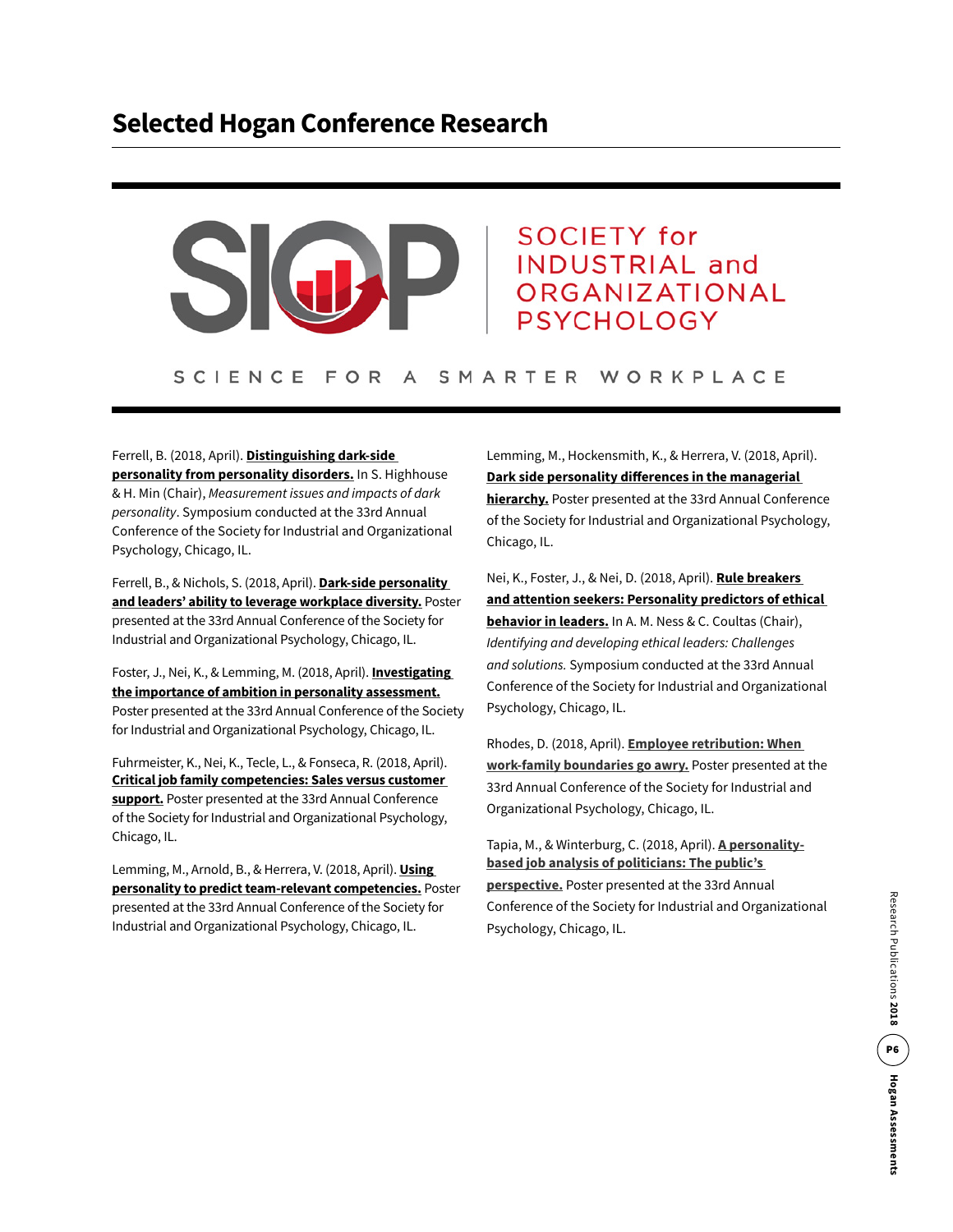## Selected Hogan Conference Research

SOCIETY for INDUSTRIAL and ORGANIZATIONAL PSYCHOLOGY

SCIENCE FOR A SMARTER WORKPLACE

Ferrell, B. (2018, April). **Distinguishing dark-side personality from personality disorders.** In S. Highhouse & H. Min (Chair), *Measurement issues and impacts of dark personality*. Symposium conducted at the 33rd Annual Conference of the Society for Industrial and Organizational Psychology, Chicago, IL.

Ferrell, B., & Nichols, S. (2018, April). **Dark-side personality and leaders' ability to leverage workplace diversity.** Poster presented at the 33rd Annual Conference of the Society for Industrial and Organizational Psychology, Chicago, IL.

Foster, J., Nei, K., & Lemming, M. (2018, April). **Investigating the importance of ambition in personality assessment.** Poster presented at the 33rd Annual Conference of the Society for Industrial and Organizational Psychology, Chicago, IL.

Fuhrmeister, K., Nei, K., Tecle, L., & Fonseca, R. (2018, April). **Critical job family competencies: Sales versus customer support.** Poster presented at the 33rd Annual Conference of the Society for Industrial and Organizational Psychology, Chicago, IL.

Lemming, M., Arnold, B., & Herrera, V. (2018, April). **Using personality to predict team-relevant competencies.** Poster presented at the 33rd Annual Conference of the Society for Industrial and Organizational Psychology, Chicago, IL.

Lemming, M., Hockensmith, K., & Herrera, V. (2018, April). **Dark side personality differences in the managerial hierarchy.** Poster presented at the 33rd Annual Conference of the Society for Industrial and Organizational Psychology, Chicago, IL.

Nei, K., Foster, J., & Nei, D. (2018, April). **Rule breakers and attention seekers: Personality predictors of ethical behavior in leaders.** In A. M. Ness & C. Coultas (Chair), *Identifying and developing ethical leaders: Challenges and solutions.* Symposium conducted at the 33rd Annual Conference of the Society for Industrial and Organizational Psychology, Chicago, IL.

Rhodes, D. (2018, April). **Employee retribution: When work-family boundaries go awry.** Poster presented at the 33rd Annual Conference of the Society for Industrial and Organizational Psychology, Chicago, IL.

Tapia, M., & Winterburg, C. (2018, April). **A personality-based job analysis of politicians: The public's perspective.** Poster presented at the 33rd Annual Conference of the Society for Industrial and Organizational Psychology, Chicago, IL.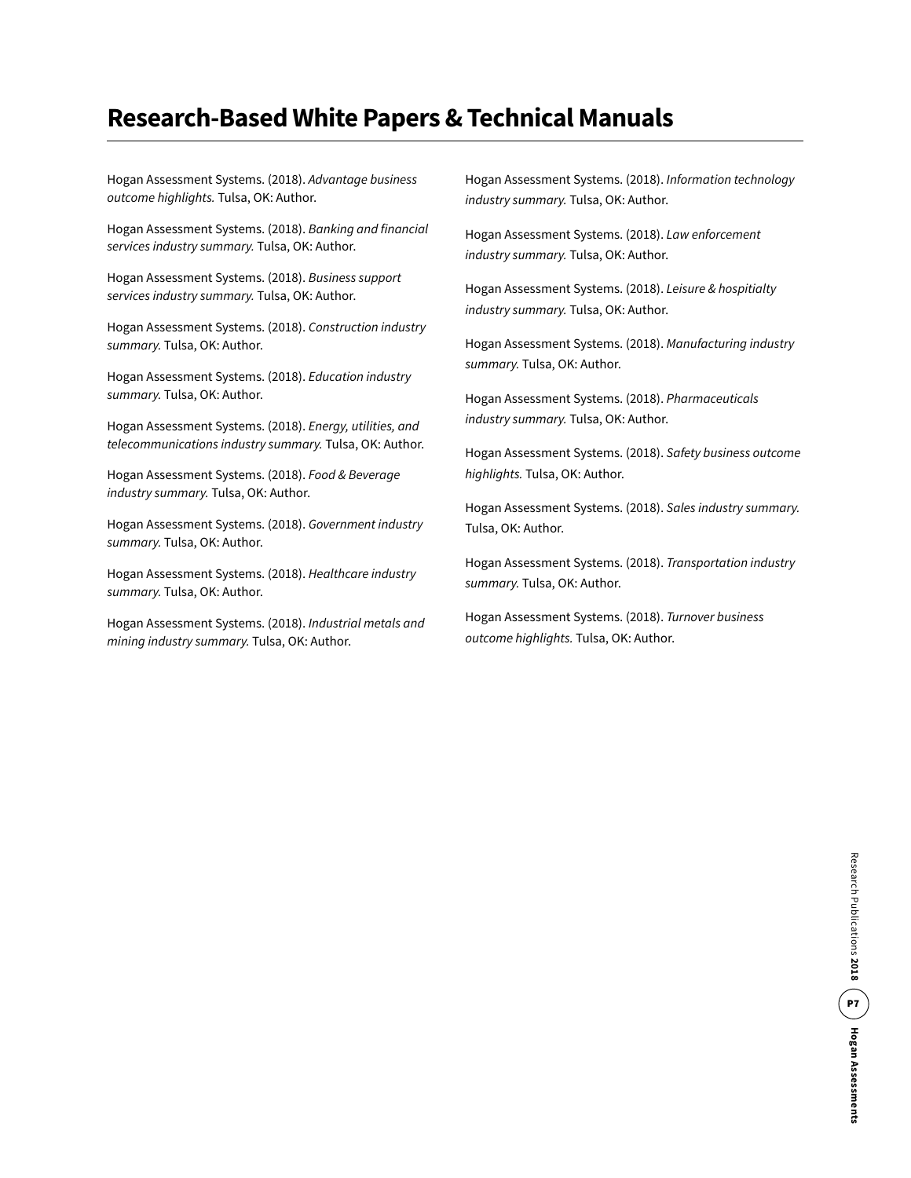# Research-Based White Papers & Technical Manuals

Hogan Assessment Systems. (2018). *Advantage business outcome highlights.* Tulsa, OK: Author.

Hogan Assessment Systems. (2018). *Banking and financial services industry summary.* Tulsa, OK: Author.

Hogan Assessment Systems. (2018). *Business support services industry summary.* Tulsa, OK: Author.

Hogan Assessment Systems. (2018). *Construction industry summary.* Tulsa, OK: Author.

Hogan Assessment Systems. (2018). *Education industry summary.* Tulsa, OK: Author.

Hogan Assessment Systems. (2018). *Energy, utilities, and telecommunications industry summary.* Tulsa, OK: Author.

Hogan Assessment Systems. (2018). *Food & Beverage industry summary.* Tulsa, OK: Author.

Hogan Assessment Systems. (2018). *Government industry summary.* Tulsa, OK: Author.

Hogan Assessment Systems. (2018). *Healthcare industry summary.* Tulsa, OK: Author.

Hogan Assessment Systems. (2018). *Industrial metals and mining industry summary.* Tulsa, OK: Author.

Hogan Assessment Systems. (2018). *Information technology industry summary.* Tulsa, OK: Author.

Hogan Assessment Systems. (2018). *Law enforcement industry summary.* Tulsa, OK: Author.

Hogan Assessment Systems. (2018). *Leisure & hospitialty industry summary.* Tulsa, OK: Author.

Hogan Assessment Systems. (2018). *Manufacturing industry summary.* Tulsa, OK: Author.

Hogan Assessment Systems. (2018). *Pharmaceuticals industry summary.* Tulsa, OK: Author.

Hogan Assessment Systems. (2018). *Safety business outcome highlights.* Tulsa, OK: Author.

Hogan Assessment Systems. (2018). *Sales industry summary.* Tulsa, OK: Author.

Hogan Assessment Systems. (2018). *Transportation industry summary.* Tulsa, OK: Author.

Hogan Assessment Systems. (2018). *Turnover business outcome highlights.* Tulsa, OK: Author.